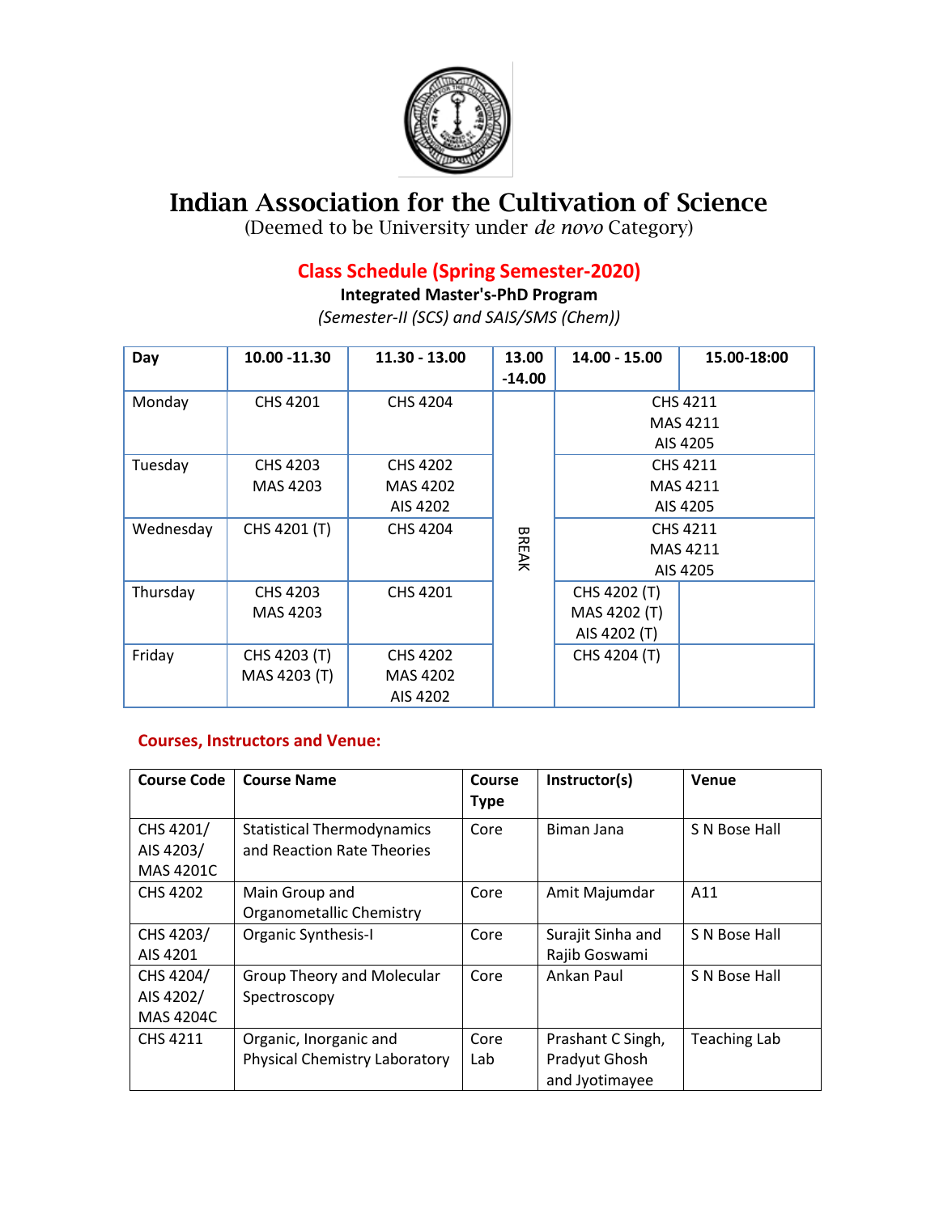# Indian Association for the Cultivation of Science

(Deemed to be University under *de novo* Category)

## Class Schedule (Spring Semester-2020)

**Integrated Master's-PhD Program**

*(Semester-II (SCS) and SAIS/SMS (Chem))*

| Day | 10.00 -11.30 | 11.30 - 13.00 | 13.00 -14.00 | 14.00 - 15.00 | 15.00-18:00 |
|---|---|---|---|---|---|
| Monday | CHS 4201 | CHS 4204 | BREAK | CHS 4211 MAS 4211 AIS 4205 | |
| Tuesday | CHS 4203 MAS 4203 | CHS 4202 MAS 4202 AIS 4202 | BREAK | CHS 4211 MAS 4211 AIS 4205 | |
| Wednesday | CHS 4201 (T) | CHS 4204 | BREAK | CHS 4211 MAS 4211 AIS 4205 | |
| Thursday | CHS 4203 MAS 4203 | CHS 4201 | BREAK | CHS 4202 (T) MAS 4202 (T) AIS 4202 (T) | |
| Friday | CHS 4203 (T) MAS 4203 (T) | CHS 4202 MAS 4202 AIS 4202 | BREAK | CHS 4204 (T) | |

### Courses, Instructors and Venue:

| Course Code | Course Name | Course Type | Instructor(s) | Venue |
|---|---|---|---|---|
| CHS 4201/ AIS 4203/ MAS 4201C | Statistical Thermodynamics and Reaction Rate Theories | Core | Biman Jana | S N Bose Hall |
| CHS 4202 | Main Group and Organometallic Chemistry | Core | Amit Majumdar | A11 |
| CHS 4203/ AIS 4201 | Organic Synthesis-I | Core | Surajit Sinha and Rajib Goswami | S N Bose Hall |
| CHS 4204/ AIS 4202/ MAS 4204C | Group Theory and Molecular Spectroscopy | Core | Ankan Paul | S N Bose Hall |
| CHS 4211 | Organic, Inorganic and Physical Chemistry Laboratory | Core Lab | Prashant C Singh, Pradyut Ghosh and Jyotimayee | Teaching Lab |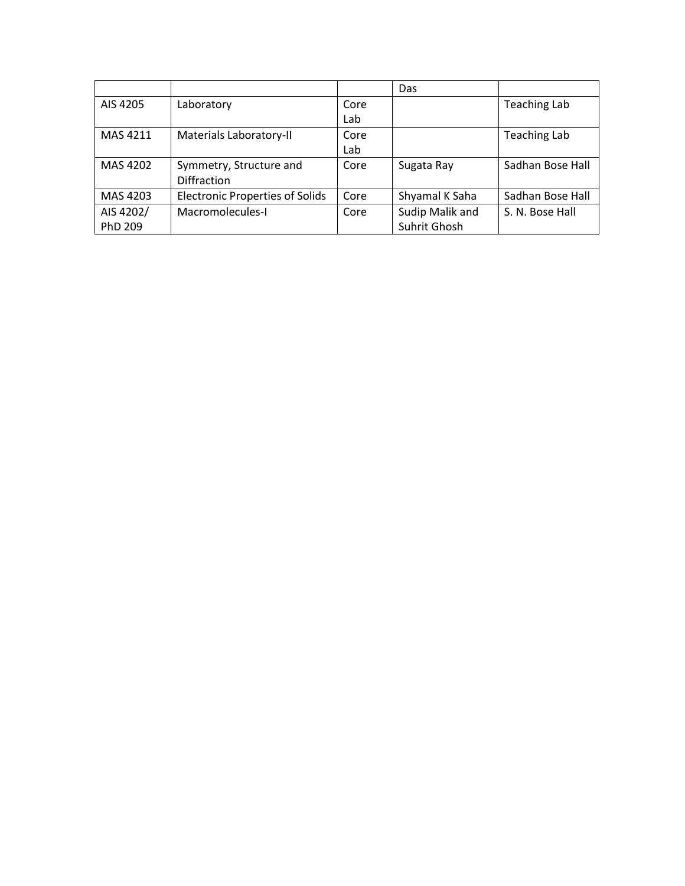| | | | | |
|---|---|---|---|---|
| | | | Das | |
| AIS 4205 | Laboratory | Core Lab | | Teaching Lab |
| MAS 4211 | Materials Laboratory-II | Core Lab | | Teaching Lab |
| MAS 4202 | Symmetry, Structure and Diffraction | Core | Sugata Ray | Sadhan Bose Hall |
| MAS 4203 | Electronic Properties of Solids | Core | Shyamal K Saha | Sadhan Bose Hall |
| AIS 4202/ PhD 209 | Macromolecules-I | Core | Sudip Malik and Suhrit Ghosh | S. N. Bose Hall |